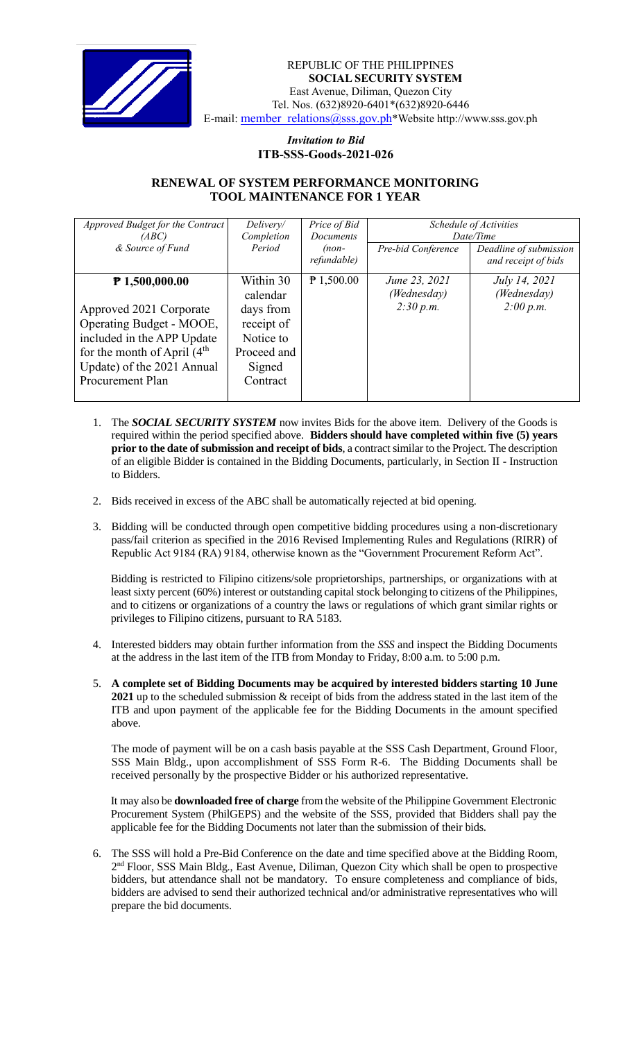REPUBLIC OF THE PHILIPPINES
**SOCIAL SECURITY SYSTEM**
East Avenue, Diliman, Quezon City
Tel. Nos. (632)8920-6401*(632)8920-6446
E-mail: member_relations@sss.gov.ph*Website http://www.sss.gov.ph

*Invitation to Bid*
**ITB-SSS-Goods-2021-026**

## RENEWAL OF SYSTEM PERFORMANCE MONITORING TOOL MAINTENANCE FOR 1 YEAR

| *Approved Budget for the Contract (ABC) & Source of Fund* | *Delivery/ Completion Period* | *Price of Bid Documents (non-refundable)* | *Schedule of Activities Date/Time* | |
|---|---|---|---|---|
| | | | *Pre-bid Conference* | *Deadline of submission and receipt of bids* |
| **₱ 1,500,000.00** Approved 2021 Corporate Operating Budget - MOOE, included in the APP Update for the month of April (4th Update) of the 2021 Annual Procurement Plan | Within 30 calendar days from receipt of Notice to Proceed and Signed Contract | ₱ 1,500.00 | *June 23, 2021 (Wednesday) 2:30 p.m.* | *July 14, 2021 (Wednesday) 2:00 p.m.* |

1. The ***SOCIAL SECURITY SYSTEM*** now invites Bids for the above item. Delivery of the Goods is required within the period specified above. **Bidders should have completed within five (5) years prior to the date of submission and receipt of bids**, a contract similar to the Project. The description of an eligible Bidder is contained in the Bidding Documents, particularly, in Section II - Instruction to Bidders.

2. Bids received in excess of the ABC shall be automatically rejected at bid opening.

3. Bidding will be conducted through open competitive bidding procedures using a non-discretionary pass/fail criterion as specified in the 2016 Revised Implementing Rules and Regulations (RIRR) of Republic Act 9184 (RA) 9184, otherwise known as the "Government Procurement Reform Act".

   Bidding is restricted to Filipino citizens/sole proprietorships, partnerships, or organizations with at least sixty percent (60%) interest or outstanding capital stock belonging to citizens of the Philippines, and to citizens or organizations of a country the laws or regulations of which grant similar rights or privileges to Filipino citizens, pursuant to RA 5183.

4. Interested bidders may obtain further information from the *SSS* and inspect the Bidding Documents at the address in the last item of the ITB from Monday to Friday, 8:00 a.m. to 5:00 p.m.

5. **A complete set of Bidding Documents may be acquired by interested bidders starting 10 June 2021** up to the scheduled submission & receipt of bids from the address stated in the last item of the ITB and upon payment of the applicable fee for the Bidding Documents in the amount specified above.

   The mode of payment will be on a cash basis payable at the SSS Cash Department, Ground Floor, SSS Main Bldg., upon accomplishment of SSS Form R-6. The Bidding Documents shall be received personally by the prospective Bidder or his authorized representative.

   It may also be **downloaded free of charge** from the website of the Philippine Government Electronic Procurement System (PhilGEPS) and the website of the SSS, provided that Bidders shall pay the applicable fee for the Bidding Documents not later than the submission of their bids.

6. The SSS will hold a Pre-Bid Conference on the date and time specified above at the Bidding Room, 2nd Floor, SSS Main Bldg., East Avenue, Diliman, Quezon City which shall be open to prospective bidders, but attendance shall not be mandatory. To ensure completeness and compliance of bids, bidders are advised to send their authorized technical and/or administrative representatives who will prepare the bid documents.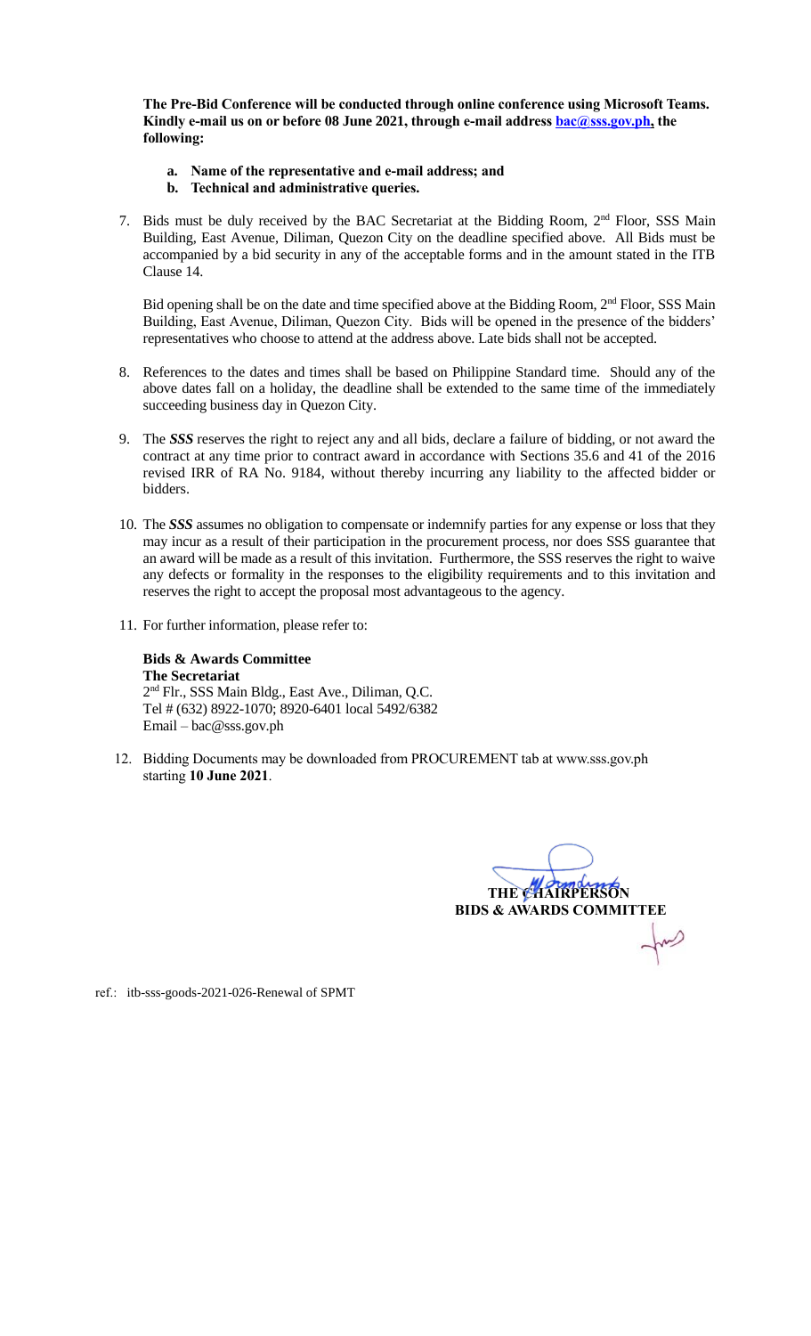**The Pre-Bid Conference will be conducted through online conference using Microsoft Teams. Kindly e-mail us on or before 08 June 2021, through e-mail address bac@sss.gov.ph, the following:**

- **a. Name of the representative and e-mail address; and**
- **b. Technical and administrative queries.**

7. Bids must be duly received by the BAC Secretariat at the Bidding Room, 2nd Floor, SSS Main Building, East Avenue, Diliman, Quezon City on the deadline specified above. All Bids must be accompanied by a bid security in any of the acceptable forms and in the amount stated in the ITB Clause 14.

   Bid opening shall be on the date and time specified above at the Bidding Room, 2nd Floor, SSS Main Building, East Avenue, Diliman, Quezon City. Bids will be opened in the presence of the bidders' representatives who choose to attend at the address above. Late bids shall not be accepted.

8. References to the dates and times shall be based on Philippine Standard time. Should any of the above dates fall on a holiday, the deadline shall be extended to the same time of the immediately succeeding business day in Quezon City.

9. The ***SSS*** reserves the right to reject any and all bids, declare a failure of bidding, or not award the contract at any time prior to contract award in accordance with Sections 35.6 and 41 of the 2016 revised IRR of RA No. 9184, without thereby incurring any liability to the affected bidder or bidders.

10. The ***SSS*** assumes no obligation to compensate or indemnify parties for any expense or loss that they may incur as a result of their participation in the procurement process, nor does SSS guarantee that an award will be made as a result of this invitation. Furthermore, the SSS reserves the right to waive any defects or formality in the responses to the eligibility requirements and to this invitation and reserves the right to accept the proposal most advantageous to the agency.

11. For further information, please refer to:

    **Bids & Awards Committee**
    **The Secretariat**
    2nd Flr., SSS Main Bldg., East Ave., Diliman, Q.C.
    Tel # (632) 8922-1070; 8920-6401 local 5492/6382
    Email – bac@sss.gov.ph

12. Bidding Documents may be downloaded from PROCUREMENT tab at www.sss.gov.ph starting **10 June 2021**.

**THE CHAIRPERSON**
**BIDS & AWARDS COMMITTEE**

ref.: itb-sss-goods-2021-026-Renewal of SPMT